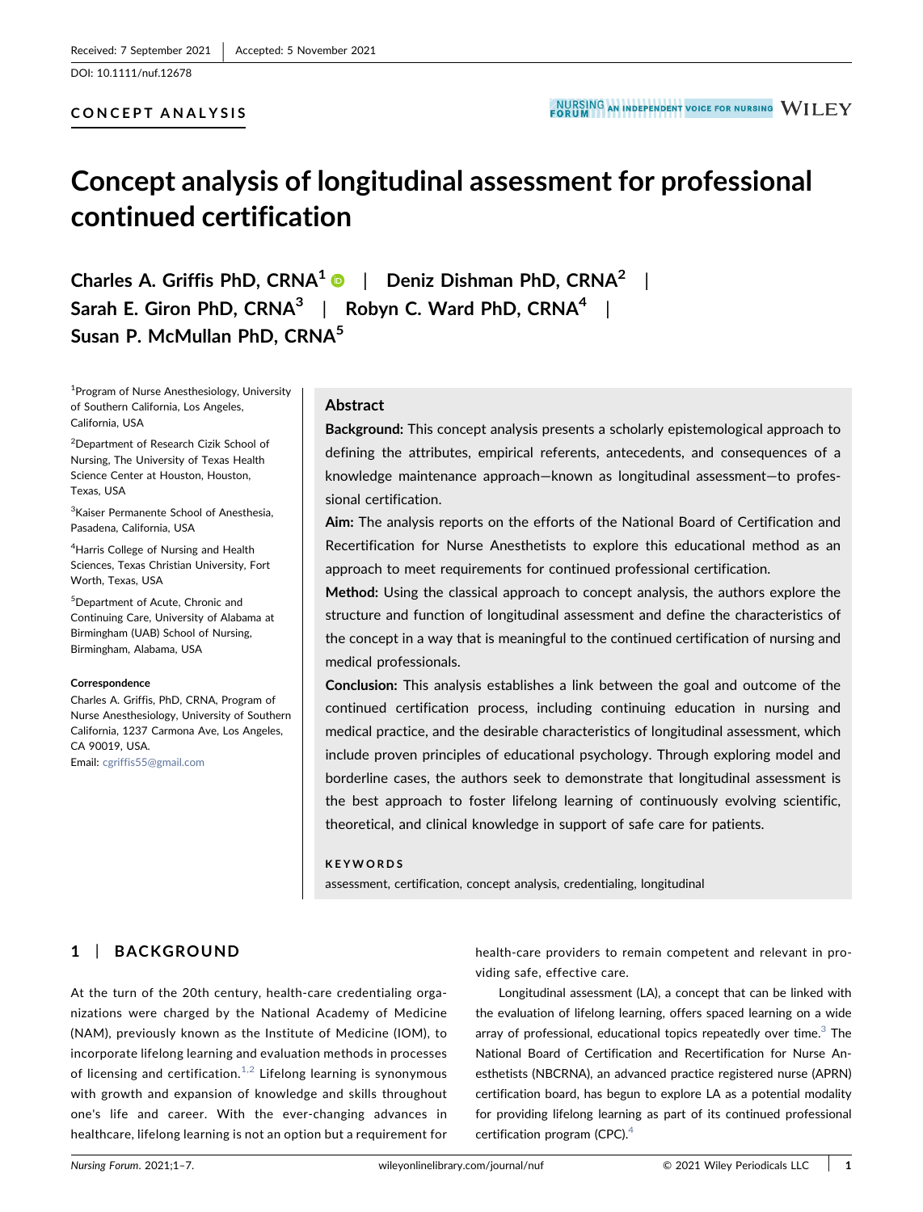Received: 7 September 2021 | Accepted: 5 November 2021

DOI: 10.1111/nuf.12678

CONCEPT ANALYSIS

# Concept analysis of longitudinal assessment for professional continued certification

**Charles A. Griffis PhD, CRNA**[1] | **Deniz Dishman PhD, CRNA**[2] | **Sarah E. Giron PhD, CRNA**[3] | **Robyn C. Ward PhD, CRNA**[4] | **Susan P. McMullan PhD, CRNA**[5]

[1]Program of Nurse Anesthesiology, University of Southern California, Los Angeles, California, USA

[2]Department of Research Cizik School of Nursing, The University of Texas Health Science Center at Houston, Houston, Texas, USA

[3]Kaiser Permanente School of Anesthesia, Pasadena, California, USA

[4]Harris College of Nursing and Health Sciences, Texas Christian University, Fort Worth, Texas, USA

[5]Department of Acute, Chronic and Continuing Care, University of Alabama at Birmingham (UAB) School of Nursing, Birmingham, Alabama, USA

**Correspondence**

Charles A. Griffis, PhD, CRNA, Program of Nurse Anesthesiology, University of Southern California, 1237 Carmona Ave, Los Angeles, CA 90019, USA.
Email: cgriffis55@gmail.com

## Abstract

**Background:** This concept analysis presents a scholarly epistemological approach to defining the attributes, empirical referents, antecedents, and consequences of a knowledge maintenance approach—known as longitudinal assessment—to professional certification.

**Aim:** The analysis reports on the efforts of the National Board of Certification and Recertification for Nurse Anesthetists to explore this educational method as an approach to meet requirements for continued professional certification.

**Method:** Using the classical approach to concept analysis, the authors explore the structure and function of longitudinal assessment and define the characteristics of the concept in a way that is meaningful to the continued certification of nursing and medical professionals.

**Conclusion:** This analysis establishes a link between the goal and outcome of the continued certification process, including continuing education in nursing and medical practice, and the desirable characteristics of longitudinal assessment, which include proven principles of educational psychology. Through exploring model and borderline cases, the authors seek to demonstrate that longitudinal assessment is the best approach to foster lifelong learning of continuously evolving scientific, theoretical, and clinical knowledge in support of safe care for patients.

**KEYWORDS**

assessment, certification, concept analysis, credentialing, longitudinal

## 1 | BACKGROUND

At the turn of the 20th century, health-care credentialing organizations were charged by the National Academy of Medicine (NAM), previously known as the Institute of Medicine (IOM), to incorporate lifelong learning and evaluation methods in processes of licensing and certification.[1,2] Lifelong learning is synonymous with growth and expansion of knowledge and skills throughout one's life and career. With the ever-changing advances in healthcare, lifelong learning is not an option but a requirement for health-care providers to remain competent and relevant in providing safe, effective care.

Longitudinal assessment (LA), a concept that can be linked with the evaluation of lifelong learning, offers spaced learning on a wide array of professional, educational topics repeatedly over time.[3] The National Board of Certification and Recertification for Nurse Anesthetists (NBCRNA), an advanced practice registered nurse (APRN) certification board, has begun to explore LA as a potential modality for providing lifelong learning as part of its continued professional certification program (CPC).[4]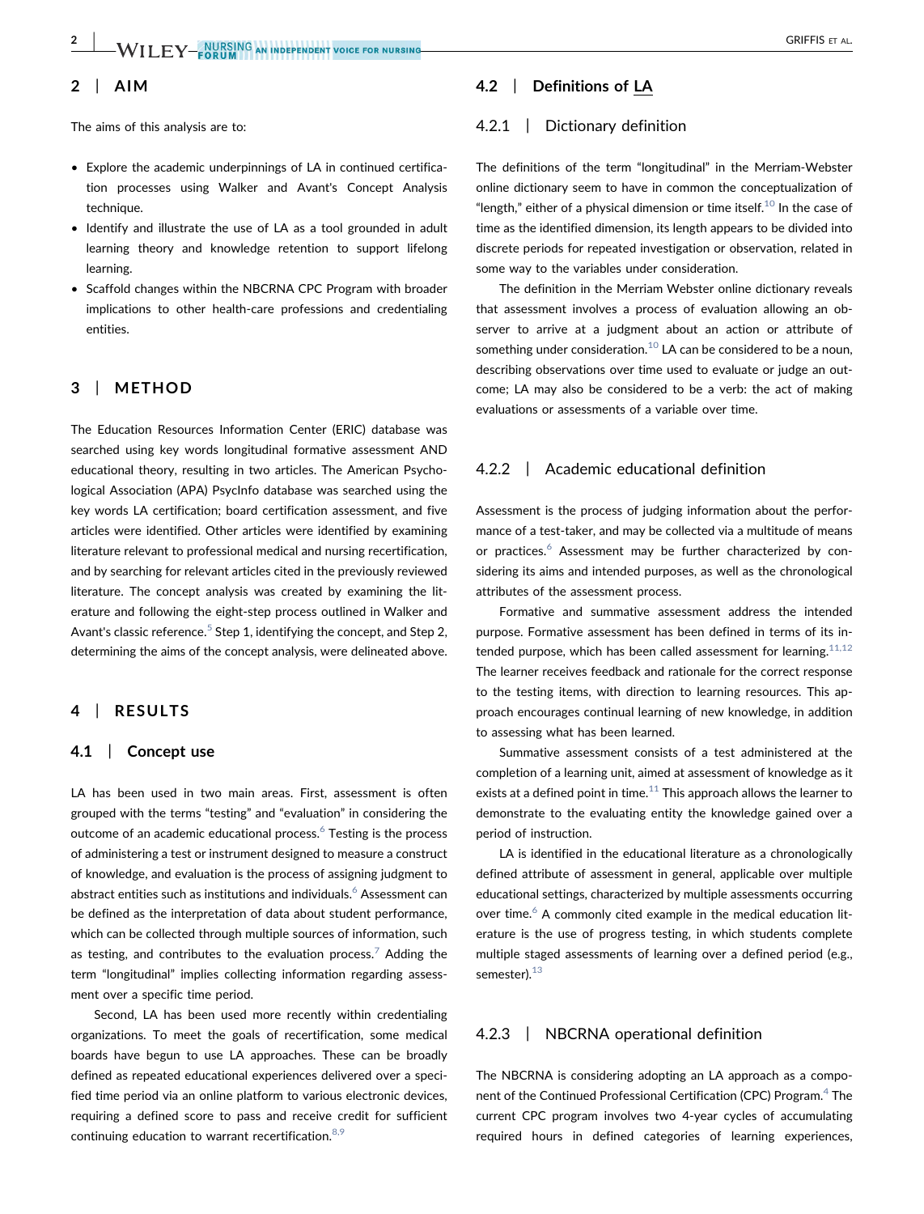## 2 | AIM

The aims of this analysis are to:

- Explore the academic underpinnings of LA in continued certification processes using Walker and Avant's Concept Analysis technique.
- Identify and illustrate the use of LA as a tool grounded in adult learning theory and knowledge retention to support lifelong learning.
- Scaffold changes within the NBCRNA CPC Program with broader implications to other health-care professions and credentialing entities.

## 3 | METHOD

The Education Resources Information Center (ERIC) database was searched using key words longitudinal formative assessment AND educational theory, resulting in two articles. The American Psychological Association (APA) PsycInfo database was searched using the key words LA certification; board certification assessment, and five articles were identified. Other articles were identified by examining literature relevant to professional medical and nursing recertification, and by searching for relevant articles cited in the previously reviewed literature. The concept analysis was created by examining the literature and following the eight-step process outlined in Walker and Avant's classic reference.[5] Step 1, identifying the concept, and Step 2, determining the aims of the concept analysis, were delineated above.

## 4 | RESULTS

### 4.1 | Concept use

LA has been used in two main areas. First, assessment is often grouped with the terms "testing" and "evaluation" in considering the outcome of an academic educational process.[6] Testing is the process of administering a test or instrument designed to measure a construct of knowledge, and evaluation is the process of assigning judgment to abstract entities such as institutions and individuals.[6] Assessment can be defined as the interpretation of data about student performance, which can be collected through multiple sources of information, such as testing, and contributes to the evaluation process.[7] Adding the term "longitudinal" implies collecting information regarding assessment over a specific time period.

Second, LA has been used more recently within credentialing organizations. To meet the goals of recertification, some medical boards have begun to use LA approaches. These can be broadly defined as repeated educational experiences delivered over a specified time period via an online platform to various electronic devices, requiring a defined score to pass and receive credit for sufficient continuing education to warrant recertification.[8,9]

### 4.2 | Definitions of LA

#### 4.2.1 | Dictionary definition

The definitions of the term "longitudinal" in the Merriam-Webster online dictionary seem to have in common the conceptualization of "length," either of a physical dimension or time itself.[10] In the case of time as the identified dimension, its length appears to be divided into discrete periods for repeated investigation or observation, related in some way to the variables under consideration.

The definition in the Merriam Webster online dictionary reveals that assessment involves a process of evaluation allowing an observer to arrive at a judgment about an action or attribute of something under consideration.[10] LA can be considered to be a noun, describing observations over time used to evaluate or judge an outcome; LA may also be considered to be a verb: the act of making evaluations or assessments of a variable over time.

#### 4.2.2 | Academic educational definition

Assessment is the process of judging information about the performance of a test-taker, and may be collected via a multitude of means or practices.[6] Assessment may be further characterized by considering its aims and intended purposes, as well as the chronological attributes of the assessment process.

Formative and summative assessment address the intended purpose. Formative assessment has been defined in terms of its intended purpose, which has been called assessment for learning.[11,12] The learner receives feedback and rationale for the correct response to the testing items, with direction to learning resources. This approach encourages continual learning of new knowledge, in addition to assessing what has been learned.

Summative assessment consists of a test administered at the completion of a learning unit, aimed at assessment of knowledge as it exists at a defined point in time.[11] This approach allows the learner to demonstrate to the evaluating entity the knowledge gained over a period of instruction.

LA is identified in the educational literature as a chronologically defined attribute of assessment in general, applicable over multiple educational settings, characterized by multiple assessments occurring over time.[6] A commonly cited example in the medical education literature is the use of progress testing, in which students complete multiple staged assessments of learning over a defined period (e.g., semester).[13]

#### 4.2.3 | NBCRNA operational definition

The NBCRNA is considering adopting an LA approach as a component of the Continued Professional Certification (CPC) Program.[4] The current CPC program involves two 4-year cycles of accumulating required hours in defined categories of learning experiences,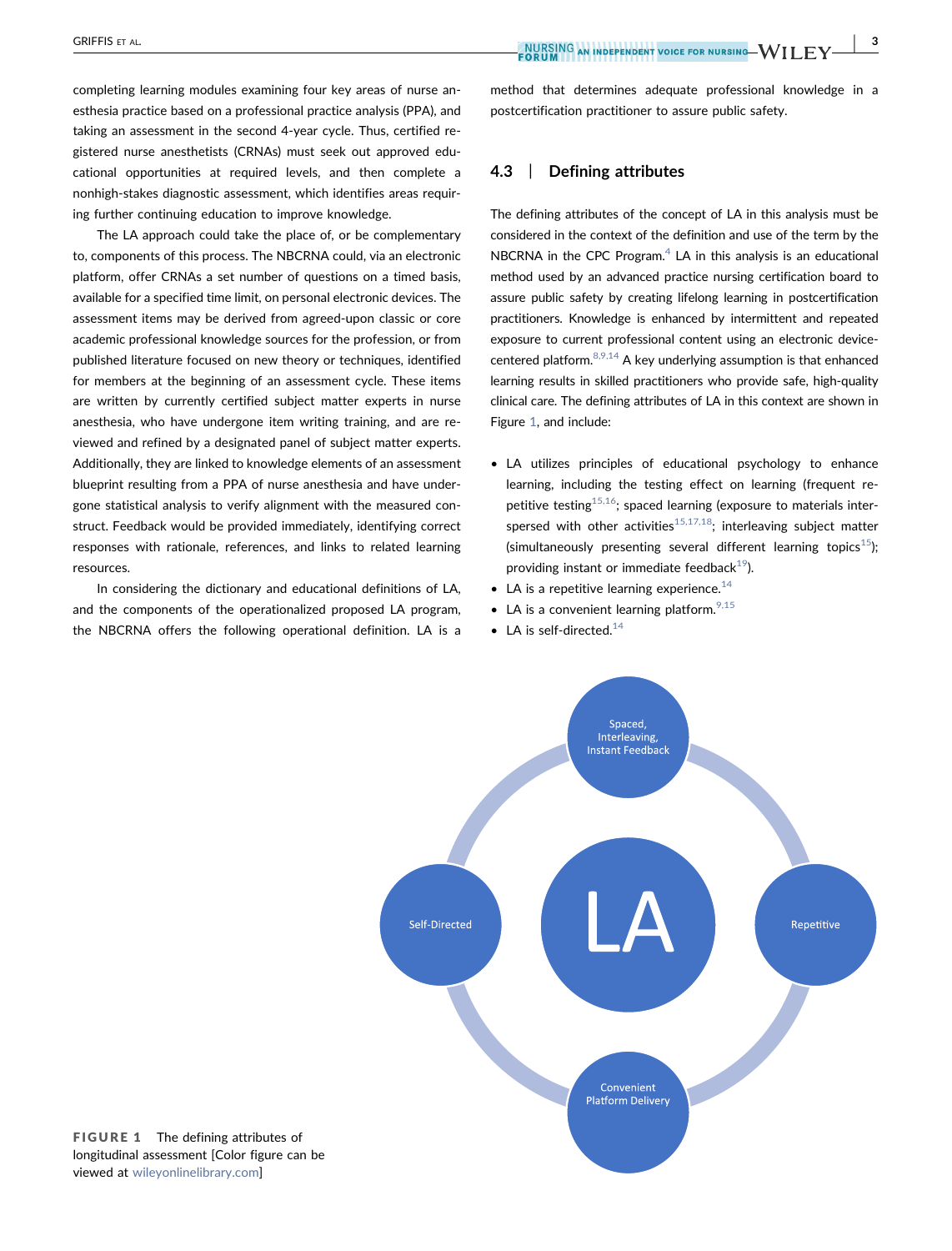completing learning modules examining four key areas of nurse anesthesia practice based on a professional practice analysis (PPA), and taking an assessment in the second 4-year cycle. Thus, certified registered nurse anesthetists (CRNAs) must seek out approved educational opportunities at required levels, and then complete a nonhigh-stakes diagnostic assessment, which identifies areas requiring further continuing education to improve knowledge.

The LA approach could take the place of, or be complementary to, components of this process. The NBCRNA could, via an electronic platform, offer CRNAs a set number of questions on a timed basis, available for a specified time limit, on personal electronic devices. The assessment items may be derived from agreed-upon classic or core academic professional knowledge sources for the profession, or from published literature focused on new theory or techniques, identified for members at the beginning of an assessment cycle. These items are written by currently certified subject matter experts in nurse anesthesia, who have undergone item writing training, and are reviewed and refined by a designated panel of subject matter experts. Additionally, they are linked to knowledge elements of an assessment blueprint resulting from a PPA of nurse anesthesia and have undergone statistical analysis to verify alignment with the measured construct. Feedback would be provided immediately, identifying correct responses with rationale, references, and links to related learning resources.

In considering the dictionary and educational definitions of LA, and the components of the operationalized proposed LA program, the NBCRNA offers the following operational definition. LA is a method that determines adequate professional knowledge in a postcertification practitioner to assure public safety.

### 4.3 | Defining attributes

The defining attributes of the concept of LA in this analysis must be considered in the context of the definition and use of the term by the NBCRNA in the CPC Program.[4] LA in this analysis is an educational method used by an advanced practice nursing certification board to assure public safety by creating lifelong learning in postcertification practitioners. Knowledge is enhanced by intermittent and repeated exposure to current professional content using an electronic device-centered platform.[8,9,14] A key underlying assumption is that enhanced learning results in skilled practitioners who provide safe, high-quality clinical care. The defining attributes of LA in this context are shown in Figure 1, and include:

- LA utilizes principles of educational psychology to enhance learning, including the testing effect on learning (frequent repetitive testing[15,16]; spaced learning (exposure to materials interspersed with other activities[15,17,18]; interleaving subject matter (simultaneously presenting several different learning topics[15]); providing instant or immediate feedback[19]).
- LA is a repetitive learning experience.[14]
- LA is a convenient learning platform.[9,15]
- LA is self-directed.[14]

FIGURE 1 The defining attributes of longitudinal assessment [Color figure can be viewed at wileyonlinelibrary.com]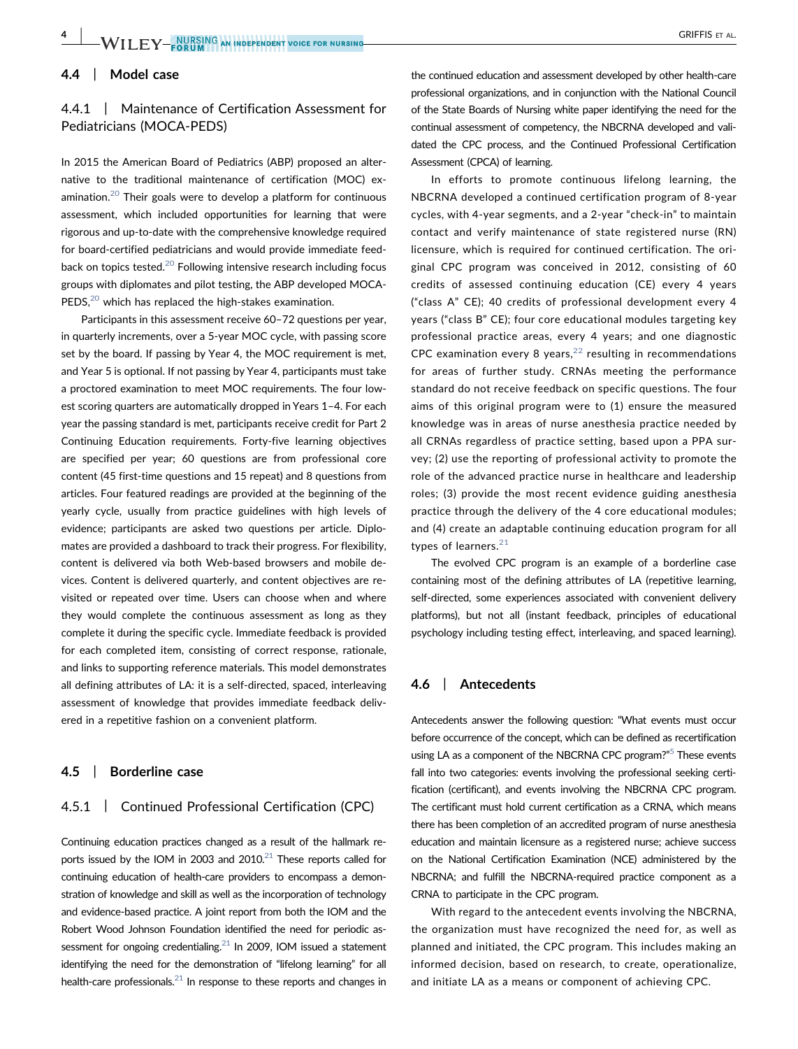### 4.4 | Model case

#### 4.4.1 | Maintenance of Certification Assessment for Pediatricians (MOCA-PEDS)

In 2015 the American Board of Pediatrics (ABP) proposed an alternative to the traditional maintenance of certification (MOC) examination.[20] Their goals were to develop a platform for continuous assessment, which included opportunities for learning that were rigorous and up-to-date with the comprehensive knowledge required for board-certified pediatricians and would provide immediate feedback on topics tested.[20] Following intensive research including focus groups with diplomates and pilot testing, the ABP developed MOCA-PEDS,[20] which has replaced the high-stakes examination.

Participants in this assessment receive 60–72 questions per year, in quarterly increments, over a 5-year MOC cycle, with passing score set by the board. If passing by Year 4, the MOC requirement is met, and Year 5 is optional. If not passing by Year 4, participants must take a proctored examination to meet MOC requirements. The four lowest scoring quarters are automatically dropped in Years 1–4. For each year the passing standard is met, participants receive credit for Part 2 Continuing Education requirements. Forty-five learning objectives are specified per year; 60 questions are from professional core content (45 first-time questions and 15 repeat) and 8 questions from articles. Four featured readings are provided at the beginning of the yearly cycle, usually from practice guidelines with high levels of evidence; participants are asked two questions per article. Diplomates are provided a dashboard to track their progress. For flexibility, content is delivered via both Web-based browsers and mobile devices. Content is delivered quarterly, and content objectives are revisited or repeated over time. Users can choose when and where they would complete the continuous assessment as long as they complete it during the specific cycle. Immediate feedback is provided for each completed item, consisting of correct response, rationale, and links to supporting reference materials. This model demonstrates all defining attributes of LA: it is a self-directed, spaced, interleaving assessment of knowledge that provides immediate feedback delivered in a repetitive fashion on a convenient platform.

### 4.5 | Borderline case

#### 4.5.1 | Continued Professional Certification (CPC)

Continuing education practices changed as a result of the hallmark reports issued by the IOM in 2003 and 2010.[21] These reports called for continuing education of health-care providers to encompass a demonstration of knowledge and skill as well as the incorporation of technology and evidence-based practice. A joint report from both the IOM and the Robert Wood Johnson Foundation identified the need for periodic assessment for ongoing credentialing.[21] In 2009, IOM issued a statement identifying the need for the demonstration of "lifelong learning" for all health-care professionals.[21] In response to these reports and changes in the continued education and assessment developed by other health-care professional organizations, and in conjunction with the National Council of the State Boards of Nursing white paper identifying the need for the continual assessment of competency, the NBCRNA developed and validated the CPC process, and the Continued Professional Certification Assessment (CPCA) of learning.

In efforts to promote continuous lifelong learning, the NBCRNA developed a continued certification program of 8-year cycles, with 4-year segments, and a 2-year "check-in" to maintain contact and verify maintenance of state registered nurse (RN) licensure, which is required for continued certification. The original CPC program was conceived in 2012, consisting of 60 credits of assessed continuing education (CE) every 4 years ("class A" CE); 40 credits of professional development every 4 years ("class B" CE); four core educational modules targeting key professional practice areas, every 4 years; and one diagnostic CPC examination every 8 years,[22] resulting in recommendations for areas of further study. CRNAs meeting the performance standard do not receive feedback on specific questions. The four aims of this original program were to (1) ensure the measured knowledge was in areas of nurse anesthesia practice needed by all CRNAs regardless of practice setting, based upon a PPA survey; (2) use the reporting of professional activity to promote the role of the advanced practice nurse in healthcare and leadership roles; (3) provide the most recent evidence guiding anesthesia practice through the delivery of the 4 core educational modules; and (4) create an adaptable continuing education program for all types of learners.[21]

The evolved CPC program is an example of a borderline case containing most of the defining attributes of LA (repetitive learning, self-directed, some experiences associated with convenient delivery platforms), but not all (instant feedback, principles of educational psychology including testing effect, interleaving, and spaced learning).

### 4.6 | Antecedents

Antecedents answer the following question: "What events must occur before occurrence of the concept, which can be defined as recertification using LA as a component of the NBCRNA CPC program?"[5] These events fall into two categories: events involving the professional seeking certification (certificant), and events involving the NBCRNA CPC program. The certificant must hold current certification as a CRNA, which means there has been completion of an accredited program of nurse anesthesia education and maintain licensure as a registered nurse; achieve success on the National Certification Examination (NCE) administered by the NBCRNA; and fulfill the NBCRNA-required practice component as a CRNA to participate in the CPC program.

With regard to the antecedent events involving the NBCRNA, the organization must have recognized the need for, as well as planned and initiated, the CPC program. This includes making an informed decision, based on research, to create, operationalize, and initiate LA as a means or component of achieving CPC.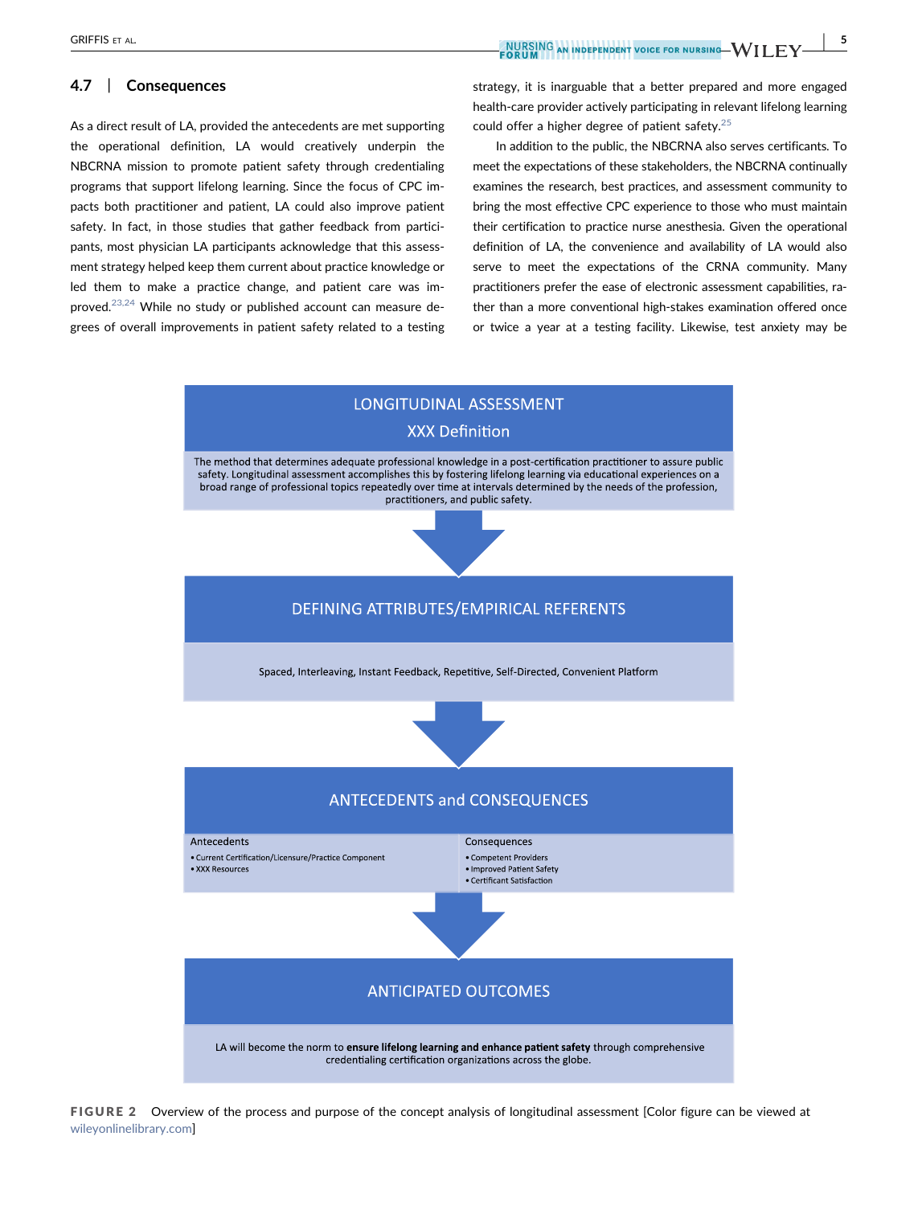### 4.7 | Consequences

As a direct result of LA, provided the antecedents are met supporting the operational definition, LA would creatively underpin the NBCRNA mission to promote patient safety through credentialing programs that support lifelong learning. Since the focus of CPC impacts both practitioner and patient, LA could also improve patient safety. In fact, in those studies that gather feedback from participants, most physician LA participants acknowledge that this assessment strategy helped keep them current about practice knowledge or led them to make a practice change, and patient care was improved.[23,24] While no study or published account can measure degrees of overall improvements in patient safety related to a testing strategy, it is inarguable that a better prepared and more engaged health-care provider actively participating in relevant lifelong learning could offer a higher degree of patient safety.[25]

In addition to the public, the NBCRNA also serves certificants. To meet the expectations of these stakeholders, the NBCRNA continually examines the research, best practices, and assessment community to bring the most effective CPC experience to those who must maintain their certification to practice nurse anesthesia. Given the operational definition of LA, the convenience and availability of LA would also serve to meet the expectations of the CRNA community. Many practitioners prefer the ease of electronic assessment capabilities, rather than a more conventional high-stakes examination offered once or twice a year at a testing facility. Likewise, test anxiety may be

**LONGITUDINAL ASSESSMENT**
**XXX Definition**

The method that determines adequate professional knowledge in a post-certification practitioner to assure public safety. Longitudinal assessment accomplishes this by fostering lifelong learning via educational experiences on a broad range of professional topics repeatedly over time at intervals determined by the needs of the profession, practitioners, and public safety.

↓

**DEFINING ATTRIBUTES/EMPIRICAL REFERENTS**

Spaced, Interleaving, Instant Feedback, Repetitive, Self-Directed, Convenient Platform

↓

**ANTECEDENTS and CONSEQUENCES**

| Antecedents | Consequences |
| --- | --- |
| • Current Certification/Licensure/Practice Component<br>• XXX Resources | • Competent Providers<br>• Improved Patient Safety<br>• Certificant Satisfaction |

↓

**ANTICIPATED OUTCOMES**

LA will become the norm to **ensure lifelong learning and enhance patient safety** through comprehensive credentialing certification organizations across the globe.

**FIGURE 2** Overview of the process and purpose of the concept analysis of longitudinal assessment [Color figure can be viewed at wileyonlinelibrary.com]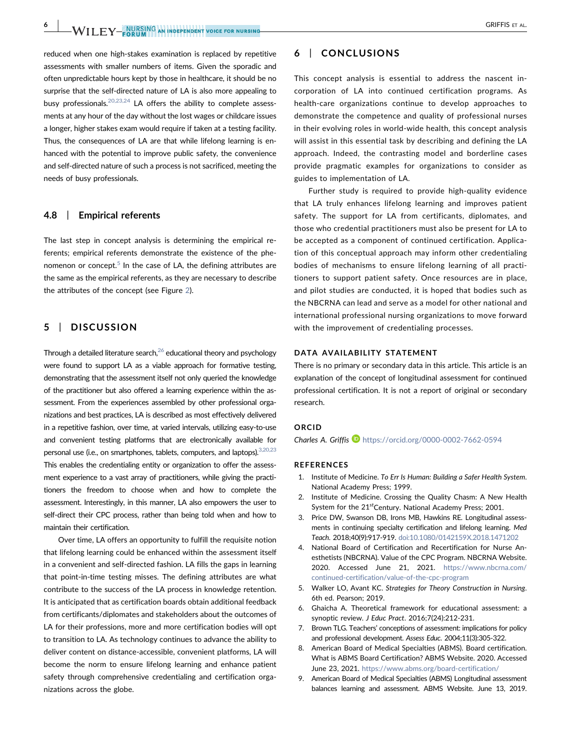reduced when one high-stakes examination is replaced by repetitive assessments with smaller numbers of items. Given the sporadic and often unpredictable hours kept by those in healthcare, it should be no surprise that the self-directed nature of LA is also more appealing to busy professionals.[20,23,24] LA offers the ability to complete assessments at any hour of the day without the lost wages or childcare issues a longer, higher stakes exam would require if taken at a testing facility. Thus, the consequences of LA are that while lifelong learning is enhanced with the potential to improve public safety, the convenience and self-directed nature of such a process is not sacrificed, meeting the needs of busy professionals.

### 4.8 | Empirical referents

The last step in concept analysis is determining the empirical referents; empirical referents demonstrate the existence of the phenomenon or concept.[5] In the case of LA, the defining attributes are the same as the empirical referents, as they are necessary to describe the attributes of the concept (see Figure 2).

## 5 | DISCUSSION

Through a detailed literature search,[26] educational theory and psychology were found to support LA as a viable approach for formative testing, demonstrating that the assessment itself not only queried the knowledge of the practitioner but also offered a learning experience within the assessment. From the experiences assembled by other professional organizations and best practices, LA is described as most effectively delivered in a repetitive fashion, over time, at varied intervals, utilizing easy-to-use and convenient testing platforms that are electronically available for personal use (i.e., on smartphones, tablets, computers, and laptops).[3,20,23] This enables the credentialing entity or organization to offer the assessment experience to a vast array of practitioners, while giving the practitioners the freedom to choose when and how to complete the assessment. Interestingly, in this manner, LA also empowers the user to self-direct their CPC process, rather than being told when and how to maintain their certification.

Over time, LA offers an opportunity to fulfill the requisite notion that lifelong learning could be enhanced within the assessment itself in a convenient and self-directed fashion. LA fills the gaps in learning that point-in-time testing misses. The defining attributes are what contribute to the success of the LA process in knowledge retention. It is anticipated that as certification boards obtain additional feedback from certificants/diplomates and stakeholders about the outcomes of LA for their professions, more and more certification bodies will opt to transition to LA. As technology continues to advance the ability to deliver content on distance-accessible, convenient platforms, LA will become the norm to ensure lifelong learning and enhance patient safety through comprehensive credentialing and certification organizations across the globe.

## 6 | CONCLUSIONS

This concept analysis is essential to address the nascent incorporation of LA into continued certification programs. As health-care organizations continue to develop approaches to demonstrate the competence and quality of professional nurses in their evolving roles in world-wide health, this concept analysis will assist in this essential task by describing and defining the LA approach. Indeed, the contrasting model and borderline cases provide pragmatic examples for organizations to consider as guides to implementation of LA.

Further study is required to provide high-quality evidence that LA truly enhances lifelong learning and improves patient safety. The support for LA from certificants, diplomates, and those who credential practitioners must also be present for LA to be accepted as a component of continued certification. Application of this conceptual approach may inform other credentialing bodies of mechanisms to ensure lifelong learning of all practitioners to support patient safety. Once resources are in place, and pilot studies are conducted, it is hoped that bodies such as the NBCRNA can lead and serve as a model for other national and international professional nursing organizations to move forward with the improvement of credentialing processes.

## DATA AVAILABILITY STATEMENT

There is no primary or secondary data in this article. This article is an explanation of the concept of longitudinal assessment for continued professional certification. It is not a report of original or secondary research.

## ORCID

*Charles A. Griffis* https://orcid.org/0000-0002-7662-0594

## REFERENCES

1. Institute of Medicine. *To Err Is Human: Building a Safer Health System*. National Academy Press; 1999.
2. Institute of Medicine. Crossing the Quality Chasm: A New Health System for the 21st Century. National Academy Press; 2001.
3. Price DW, Swanson DB, Irons MB, Hawkins RE. Longitudinal assessments in continuing specialty certification and lifelong learning. *Med Teach*. 2018;40(9):917-919. doi:10.1080/0142159X.2018.1471202
4. National Board of Certification and Recertification for Nurse Anesthetists (NBCRNA). Value of the CPC Program. NBCRNA Website. 2020. Accessed June 21, 2021. https://www.nbcrna.com/continued-certification/value-of-the-cpc-program
5. Walker LO, Avant KC. *Strategies for Theory Construction in Nursing*. 6th ed. Pearson; 2019.
6. Ghaicha A. Theoretical framework for educational assessment: a synoptic review. *J Educ Pract*. 2016;7(24):212-231.
7. Brown TLG. Teachers' conceptions of assessment: implications for policy and professional development. *Assess Educ*. 2004;11(3):305-322.
8. American Board of Medical Specialties (ABMS). Board certification. What is ABMS Board Certification? ABMS Website. 2020. Accessed June 23, 2021. https://www.abms.org/board-certification/
9. American Board of Medical Specialties (ABMS) Longitudinal assessment balances learning and assessment. ABMS Website. June 13, 2019.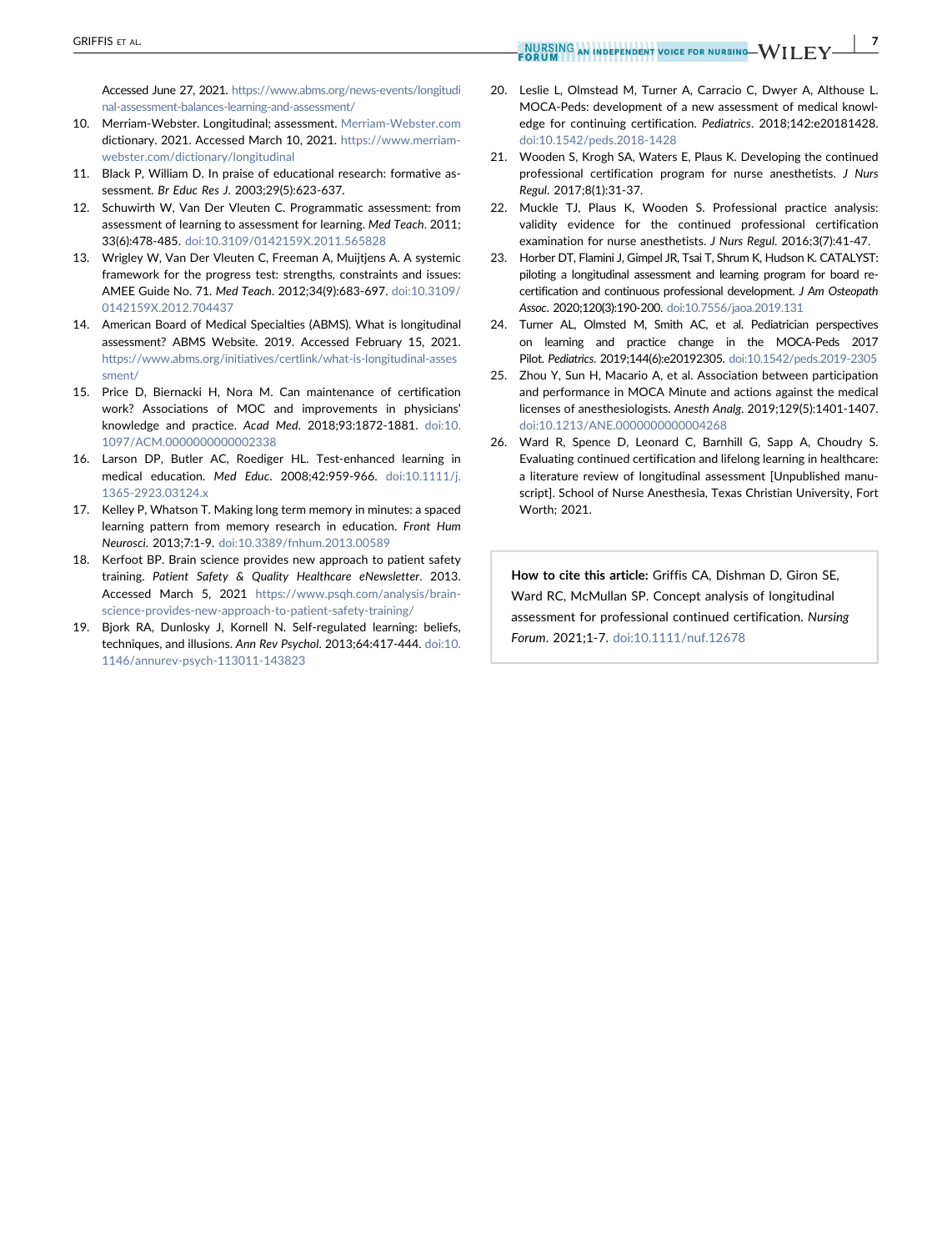Accessed June 27, 2021. https://www.abms.org/news-events/longitudinal-assessment-balances-learning-and-assessment/

10. Merriam-Webster. Longitudinal; assessment. Merriam-Webster.com dictionary. 2021. Accessed March 10, 2021. https://www.merriam-webster.com/dictionary/longitudinal
11. Black P, William D. In praise of educational research: formative assessment. *Br Educ Res J*. 2003;29(5):623-637.
12. Schuwirth W, Van Der Vleuten C. Programmatic assessment: from assessment of learning to assessment for learning. *Med Teach*. 2011; 33(6):478-485. doi:10.3109/0142159X.2011.565828
13. Wrigley W, Van Der Vleuten C, Freeman A, Muijtjens A. A systemic framework for the progress test: strengths, constraints and issues: AMEE Guide No. 71. *Med Teach*. 2012;34(9):683-697. doi:10.3109/0142159X.2012.704437
14. American Board of Medical Specialties (ABMS). What is longitudinal assessment? ABMS Website. 2019. Accessed February 15, 2021. https://www.abms.org/initiatives/certlink/what-is-longitudinal-assessment/
15. Price D, Biernacki H, Nora M. Can maintenance of certification work? Associations of MOC and improvements in physicians' knowledge and practice. *Acad Med*. 2018;93:1872-1881. doi:10.1097/ACM.0000000000002338
16. Larson DP, Butler AC, Roediger HL. Test-enhanced learning in medical education. *Med Educ*. 2008;42:959-966. doi:10.1111/j.1365-2923.03124.x
17. Kelley P, Whatson T. Making long term memory in minutes: a spaced learning pattern from memory research in education. *Front Hum Neurosci*. 2013;7:1-9. doi:10.3389/fnhum.2013.00589
18. Kerfoot BP. Brain science provides new approach to patient safety training. *Patient Safety & Quality Healthcare eNewsletter*. 2013. Accessed March 5, 2021 https://www.psqh.com/analysis/brain-science-provides-new-approach-to-patient-safety-training/
19. Bjork RA, Dunlosky J, Kornell N. Self-regulated learning: beliefs, techniques, and illusions. *Ann Rev Psychol*. 2013;64:417-444. doi:10.1146/annurev-psych-113011-143823
20. Leslie L, Olmstead M, Turner A, Carracio C, Dwyer A, Althouse L. MOCA-Peds: development of a new assessment of medical knowledge for continuing certification. *Pediatrics*. 2018;142:e20181428. doi:10.1542/peds.2018-1428
21. Wooden S, Krogh SA, Waters E, Plaus K. Developing the continued professional certification program for nurse anesthetists. *J Nurs Regul*. 2017;8(1):31-37.
22. Muckle TJ, Plaus K, Wooden S. Professional practice analysis: validity evidence for the continued professional certification examination for nurse anesthetists. *J Nurs Regul*. 2016;3(7):41-47.
23. Horber DT, Flamini J, Gimpel JR, Tsai T, Shrum K, Hudson K. CATALYST: piloting a longitudinal assessment and learning program for board recertification and continuous professional development. *J Am Osteopath Assoc*. 2020;120(3):190-200. doi:10.7556/jaoa.2019.131
24. Turner AL, Olmsted M, Smith AC, et al. Pediatrician perspectives on learning and practice change in the MOCA-Peds 2017 Pilot. *Pediatrics*. 2019;144(6):e20192305. doi:10.1542/peds.2019-2305
25. Zhou Y, Sun H, Macario A, et al. Association between participation and performance in MOCA Minute and actions against the medical licenses of anesthesiologists. *Anesth Analg*. 2019;129(5):1401-1407. doi:10.1213/ANE.0000000000004268
26. Ward R, Spence D, Leonard C, Barnhill G, Sapp A, Choudry S. Evaluating continued certification and lifelong learning in healthcare: a literature review of longitudinal assessment [Unpublished manuscript]. School of Nurse Anesthesia, Texas Christian University, Fort Worth; 2021.

**How to cite this article:** Griffis CA, Dishman D, Giron SE, Ward RC, McMullan SP. Concept analysis of longitudinal assessment for professional continued certification. *Nursing Forum*. 2021;1-7. doi:10.1111/nuf.12678